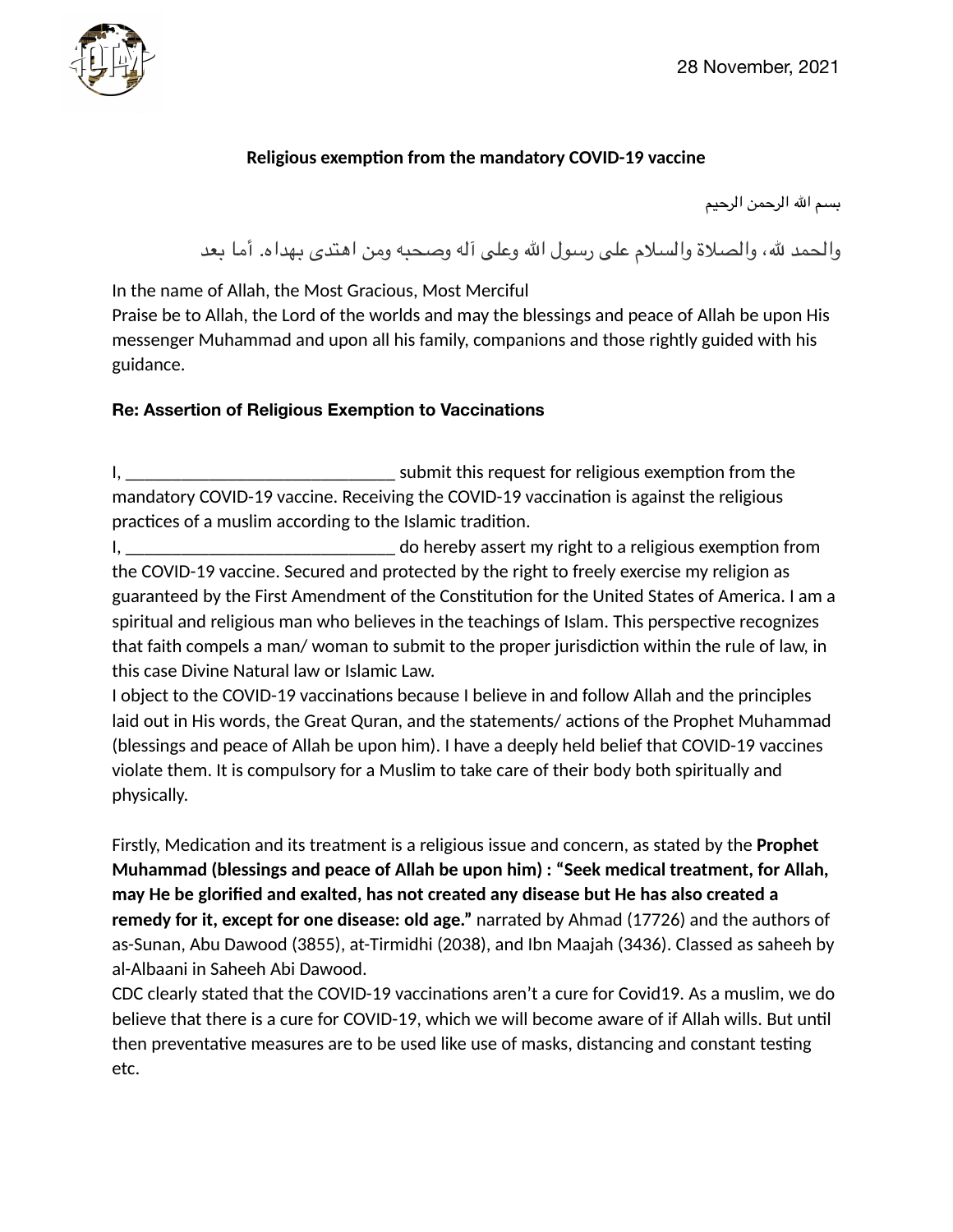28 November, 2021

**Religious exemption from the mandatory COVID-19 vaccine**

بسم الله الرحمن الرحيم

والحمد لله، والصلاة والسلام على رسول الله وعلى آله وصحبه ومن اهتدى بهداه. أما بعد

In the name of Allah, the Most Gracious, Most Merciful
Praise be to Allah, the Lord of the worlds and may the blessings and peace of Allah be upon His messenger Muhammad and upon all his family, companions and those rightly guided with his guidance.

**Re: Assertion of Religious Exemption to Vaccinations**

I, ______________________________ submit this request for religious exemption from the mandatory COVID-19 vaccine. Receiving the COVID-19 vaccination is against the religious practices of a muslim according to the Islamic tradition.
I, ______________________________ do hereby assert my right to a religious exemption from the COVID-19 vaccine. Secured and protected by the right to freely exercise my religion as guaranteed by the First Amendment of the Constitution for the United States of America. I am a spiritual and religious man who believes in the teachings of Islam. This perspective recognizes that faith compels a man/ woman to submit to the proper jurisdiction within the rule of law, in this case Divine Natural law or Islamic Law.
I object to the COVID-19 vaccinations because I believe in and follow Allah and the principles laid out in His words, the Great Quran, and the statements/ actions of the Prophet Muhammad (blessings and peace of Allah be upon him). I have a deeply held belief that COVID-19 vaccines violate them. It is compulsory for a Muslim to take care of their body both spiritually and physically.

Firstly, Medication and its treatment is a religious issue and concern, as stated by the **Prophet Muhammad (blessings and peace of Allah be upon him) : "Seek medical treatment, for Allah, may He be glorified and exalted, has not created any disease but He has also created a remedy for it, except for one disease: old age."** narrated by Ahmad (17726) and the authors of as-Sunan, Abu Dawood (3855), at-Tirmidhi (2038), and Ibn Maajah (3436). Classed as saheeh by al-Albaani in Saheeh Abi Dawood.
CDC clearly stated that the COVID-19 vaccinations aren't a cure for Covid19. As a muslim, we do believe that there is a cure for COVID-19, which we will become aware of if Allah wills. But until then preventative measures are to be used like use of masks, distancing and constant testing etc.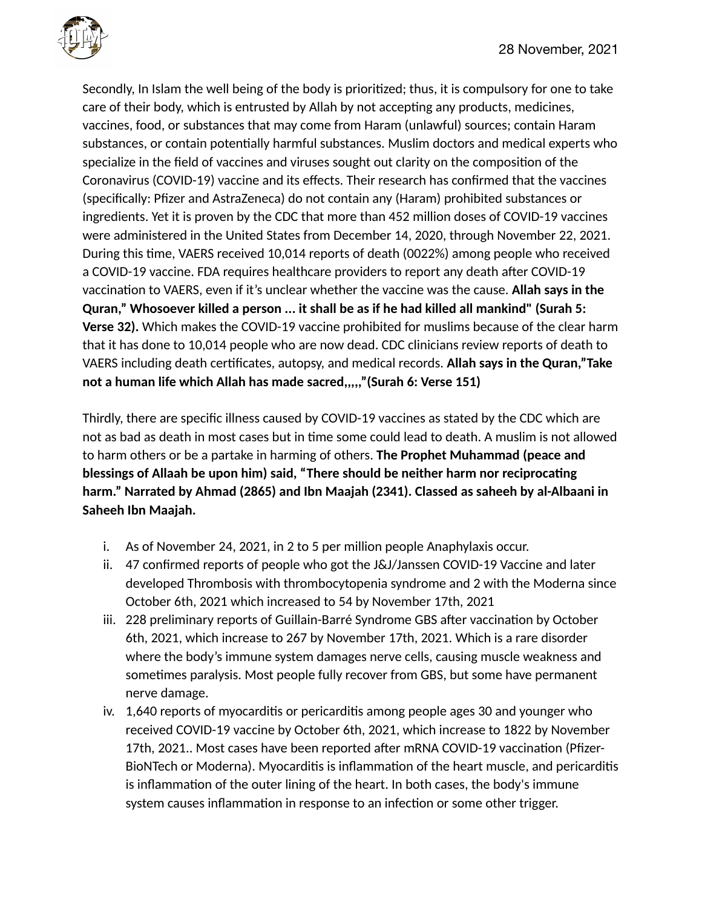Secondly, In Islam the well being of the body is prioritized; thus, it is compulsory for one to take care of their body, which is entrusted by Allah by not accepting any products, medicines, vaccines, food, or substances that may come from Haram (unlawful) sources; contain Haram substances, or contain potentially harmful substances. Muslim doctors and medical experts who specialize in the field of vaccines and viruses sought out clarity on the composition of the Coronavirus (COVID-19) vaccine and its effects. Their research has confirmed that the vaccines (specifically: Pfizer and AstraZeneca) do not contain any (Haram) prohibited substances or ingredients. Yet it is proven by the CDC that more than 452 million doses of COVID-19 vaccines were administered in the United States from December 14, 2020, through November 22, 2021. During this time, VAERS received 10,014 reports of death (0022%) among people who received a COVID-19 vaccine. FDA requires healthcare providers to report any death after COVID-19 vaccination to VAERS, even if it's unclear whether the vaccine was the cause. **Allah says in the Quran," Whosoever killed a person ... it shall be as if he had killed all mankind" (Surah 5: Verse 32).** Which makes the COVID-19 vaccine prohibited for muslims because of the clear harm that it has done to 10,014 people who are now dead. CDC clinicians review reports of death to VAERS including death certificates, autopsy, and medical records. **Allah says in the Quran,"Take not a human life which Allah has made sacred,,,,,"(Surah 6: Verse 151)**

Thirdly, there are specific illness caused by COVID-19 vaccines as stated by the CDC which are not as bad as death in most cases but in time some could lead to death. A muslim is not allowed to harm others or be a partake in harming of others. **The Prophet Muhammad (peace and blessings of Allaah be upon him) said, "There should be neither harm nor reciprocating harm." Narrated by Ahmad (2865) and Ibn Maajah (2341). Classed as saheeh by al-Albaani in Saheeh Ibn Maajah.**

i. As of November 24, 2021, in 2 to 5 per million people Anaphylaxis occur.
ii. 47 confirmed reports of people who got the J&J/Janssen COVID-19 Vaccine and later developed Thrombosis with thrombocytopenia syndrome and 2 with the Moderna since October 6th, 2021 which increased to 54 by November 17th, 2021
iii. 228 preliminary reports of Guillain-Barré Syndrome GBS after vaccination by October 6th, 2021, which increase to 267 by November 17th, 2021. Which is a rare disorder where the body's immune system damages nerve cells, causing muscle weakness and sometimes paralysis. Most people fully recover from GBS, but some have permanent nerve damage.
iv. 1,640 reports of myocarditis or pericarditis among people ages 30 and younger who received COVID-19 vaccine by October 6th, 2021, which increase to 1822 by November 17th, 2021.. Most cases have been reported after mRNA COVID-19 vaccination (Pfizer-BioNTech or Moderna). Myocarditis is inflammation of the heart muscle, and pericarditis is inflammation of the outer lining of the heart. In both cases, the body's immune system causes inflammation in response to an infection or some other trigger.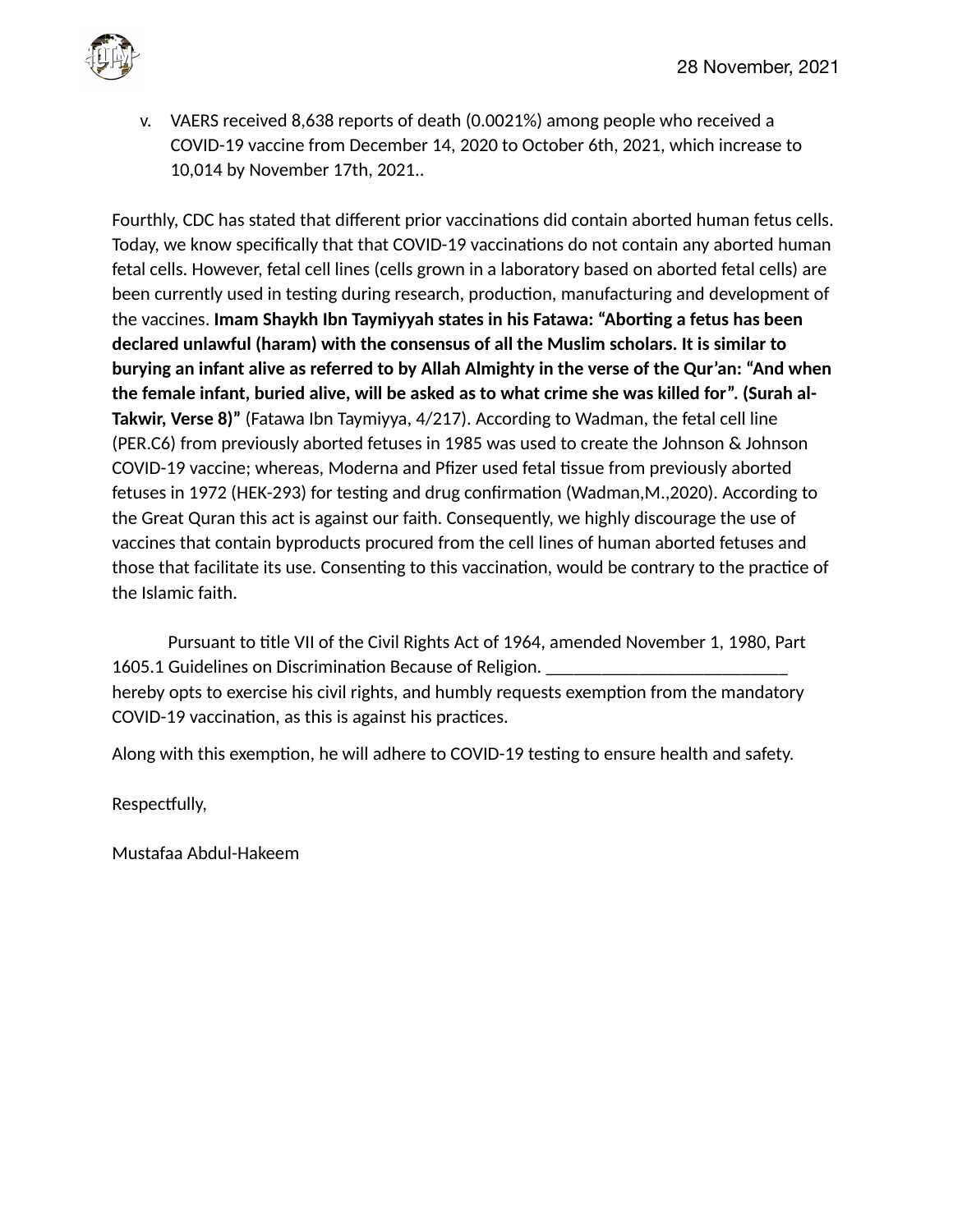v. VAERS received 8,638 reports of death (0.0021%) among people who received a COVID-19 vaccine from December 14, 2020 to October 6th, 2021, which increase to 10,014 by November 17th, 2021..

Fourthly, CDC has stated that different prior vaccinations did contain aborted human fetus cells. Today, we know specifically that that COVID-19 vaccinations do not contain any aborted human fetal cells. However, fetal cell lines (cells grown in a laboratory based on aborted fetal cells) are been currently used in testing during research, production, manufacturing and development of the vaccines. **Imam Shaykh Ibn Taymiyyah states in his Fatawa: "Aborting a fetus has been declared unlawful (haram) with the consensus of all the Muslim scholars. It is similar to burying an infant alive as referred to by Allah Almighty in the verse of the Qur'an: "And when the female infant, buried alive, will be asked as to what crime she was killed for". (Surah al-Takwir, Verse 8)"** (Fatawa Ibn Taymiyya, 4/217). According to Wadman, the fetal cell line (PER.C6) from previously aborted fetuses in 1985 was used to create the Johnson & Johnson COVID-19 vaccine; whereas, Moderna and Pfizer used fetal tissue from previously aborted fetuses in 1972 (HEK-293) for testing and drug confirmation (Wadman,M.,2020). According to the Great Quran this act is against our faith. Consequently, we highly discourage the use of vaccines that contain byproducts procured from the cell lines of human aborted fetuses and those that facilitate its use. Consenting to this vaccination, would be contrary to the practice of the Islamic faith.

Pursuant to title VII of the Civil Rights Act of 1964, amended November 1, 1980, Part 1605.1 Guidelines on Discrimination Because of Religion. ___________________________ hereby opts to exercise his civil rights, and humbly requests exemption from the mandatory COVID-19 vaccination, as this is against his practices.

Along with this exemption, he will adhere to COVID-19 testing to ensure health and safety.

Respectfully,

Mustafaa Abdul-Hakeem